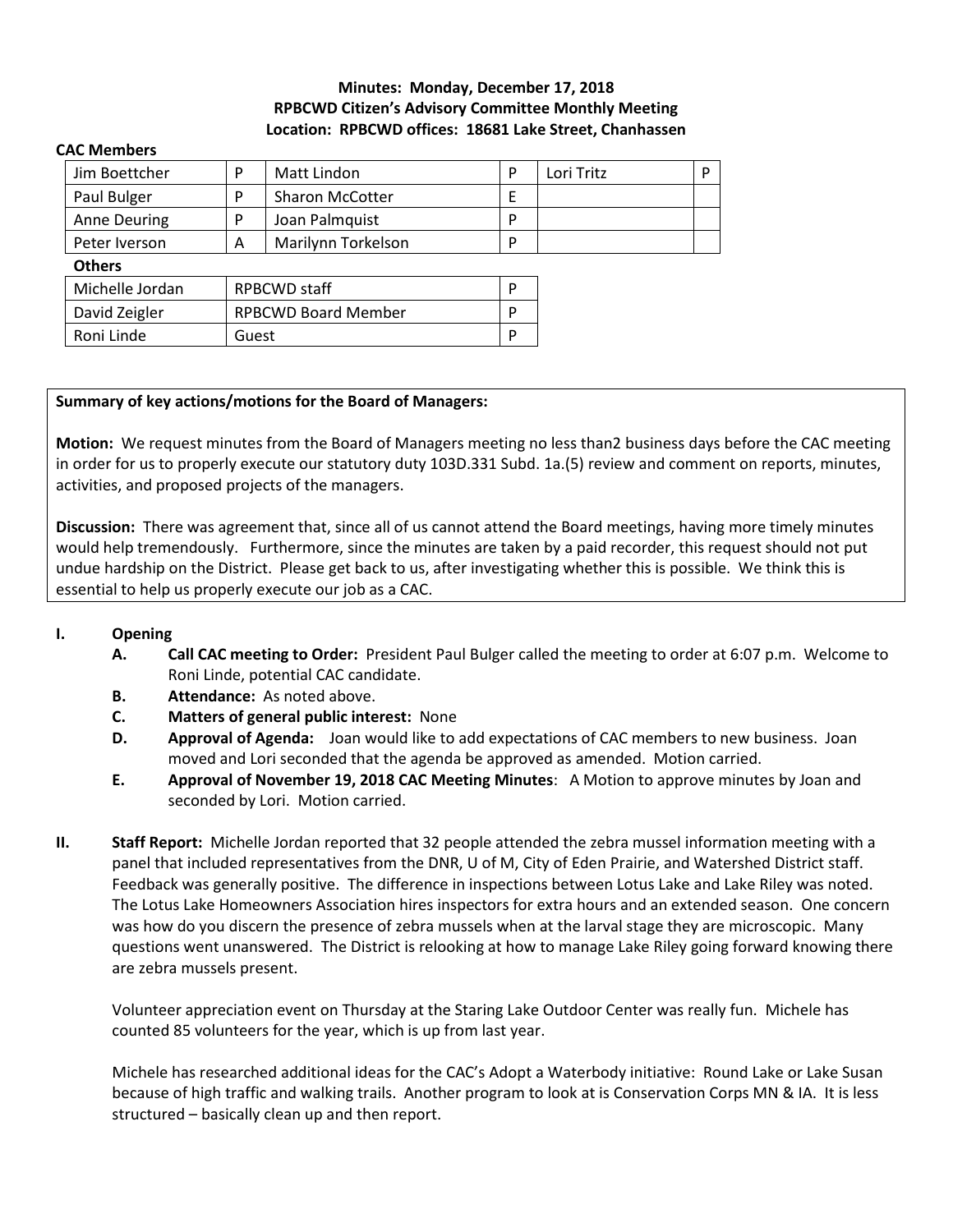**Minutes: Monday, December 17, 2018**
**RPBCWD Citizen's Advisory Committee Monthly Meeting**
**Location: RPBCWD offices: 18681 Lake Street, Chanhassen**

**CAC Members**

| | | | | | |
|---|---|---|---|---|---|
| Jim Boettcher | P | Matt Lindon | P | Lori Tritz | P |
| Paul Bulger | P | Sharon McCotter | E | | |
| Anne Deuring | P | Joan Palmquist | P | | |
| Peter Iverson | A | Marilynn Torkelson | P | | |

**Others**

| | | |
|---|---|---|
| Michelle Jordan | RPBCWD staff | P |
| David Zeigler | RPBCWD Board Member | P |
| Roni Linde | Guest | P |

**Summary of key actions/motions for the Board of Managers:**

**Motion:** We request minutes from the Board of Managers meeting no less than2 business days before the CAC meeting in order for us to properly execute our statutory duty 103D.331 Subd. 1a.(5) review and comment on reports, minutes, activities, and proposed projects of the managers.

**Discussion:** There was agreement that, since all of us cannot attend the Board meetings, having more timely minutes would help tremendously. Furthermore, since the minutes are taken by a paid recorder, this request should not put undue hardship on the District. Please get back to us, after investigating whether this is possible. We think this is essential to help us properly execute our job as a CAC.

**I. Opening**

- **A. Call CAC meeting to Order:** President Paul Bulger called the meeting to order at 6:07 p.m. Welcome to Roni Linde, potential CAC candidate.
- **B. Attendance:** As noted above.
- **C. Matters of general public interest:** None
- **D. Approval of Agenda:** Joan would like to add expectations of CAC members to new business. Joan moved and Lori seconded that the agenda be approved as amended. Motion carried.
- **E. Approval of November 19, 2018 CAC Meeting Minutes**: A Motion to approve minutes by Joan and seconded by Lori. Motion carried.

**II. Staff Report:** Michelle Jordan reported that 32 people attended the zebra mussel information meeting with a panel that included representatives from the DNR, U of M, City of Eden Prairie, and Watershed District staff. Feedback was generally positive. The difference in inspections between Lotus Lake and Lake Riley was noted. The Lotus Lake Homeowners Association hires inspectors for extra hours and an extended season. One concern was how do you discern the presence of zebra mussels when at the larval stage they are microscopic. Many questions went unanswered. The District is relooking at how to manage Lake Riley going forward knowing there are zebra mussels present.

Volunteer appreciation event on Thursday at the Staring Lake Outdoor Center was really fun. Michele has counted 85 volunteers for the year, which is up from last year.

Michele has researched additional ideas for the CAC's Adopt a Waterbody initiative: Round Lake or Lake Susan because of high traffic and walking trails. Another program to look at is Conservation Corps MN & IA. It is less structured – basically clean up and then report.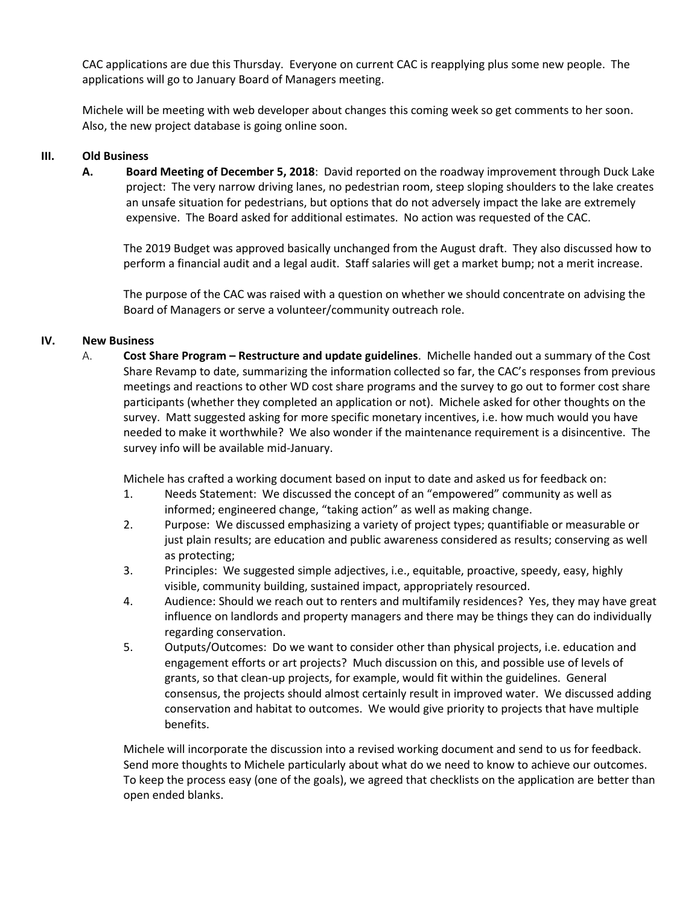CAC applications are due this Thursday. Everyone on current CAC is reapplying plus some new people. The applications will go to January Board of Managers meeting.

Michele will be meeting with web developer about changes this coming week so get comments to her soon. Also, the new project database is going online soon.

## III. Old Business

**A. Board Meeting of December 5, 2018**: David reported on the roadway improvement through Duck Lake project: The very narrow driving lanes, no pedestrian room, steep sloping shoulders to the lake creates an unsafe situation for pedestrians, but options that do not adversely impact the lake are extremely expensive. The Board asked for additional estimates. No action was requested of the CAC.

The 2019 Budget was approved basically unchanged from the August draft. They also discussed how to perform a financial audit and a legal audit. Staff salaries will get a market bump; not a merit increase.

The purpose of the CAC was raised with a question on whether we should concentrate on advising the Board of Managers or serve a volunteer/community outreach role.

## IV. New Business

A. **Cost Share Program – Restructure and update guidelines**. Michelle handed out a summary of the Cost Share Revamp to date, summarizing the information collected so far, the CAC's responses from previous meetings and reactions to other WD cost share programs and the survey to go out to former cost share participants (whether they completed an application or not). Michele asked for other thoughts on the survey. Matt suggested asking for more specific monetary incentives, i.e. how much would you have needed to make it worthwhile? We also wonder if the maintenance requirement is a disincentive. The survey info will be available mid-January.

Michele has crafted a working document based on input to date and asked us for feedback on:

1. Needs Statement: We discussed the concept of an "empowered" community as well as informed; engineered change, "taking action" as well as making change.
2. Purpose: We discussed emphasizing a variety of project types; quantifiable or measurable or just plain results; are education and public awareness considered as results; conserving as well as protecting;
3. Principles: We suggested simple adjectives, i.e., equitable, proactive, speedy, easy, highly visible, community building, sustained impact, appropriately resourced.
4. Audience: Should we reach out to renters and multifamily residences? Yes, they may have great influence on landlords and property managers and there may be things they can do individually regarding conservation.
5. Outputs/Outcomes: Do we want to consider other than physical projects, i.e. education and engagement efforts or art projects? Much discussion on this, and possible use of levels of grants, so that clean-up projects, for example, would fit within the guidelines. General consensus, the projects should almost certainly result in improved water. We discussed adding conservation and habitat to outcomes. We would give priority to projects that have multiple benefits.

Michele will incorporate the discussion into a revised working document and send to us for feedback. Send more thoughts to Michele particularly about what do we need to know to achieve our outcomes. To keep the process easy (one of the goals), we agreed that checklists on the application are better than open ended blanks.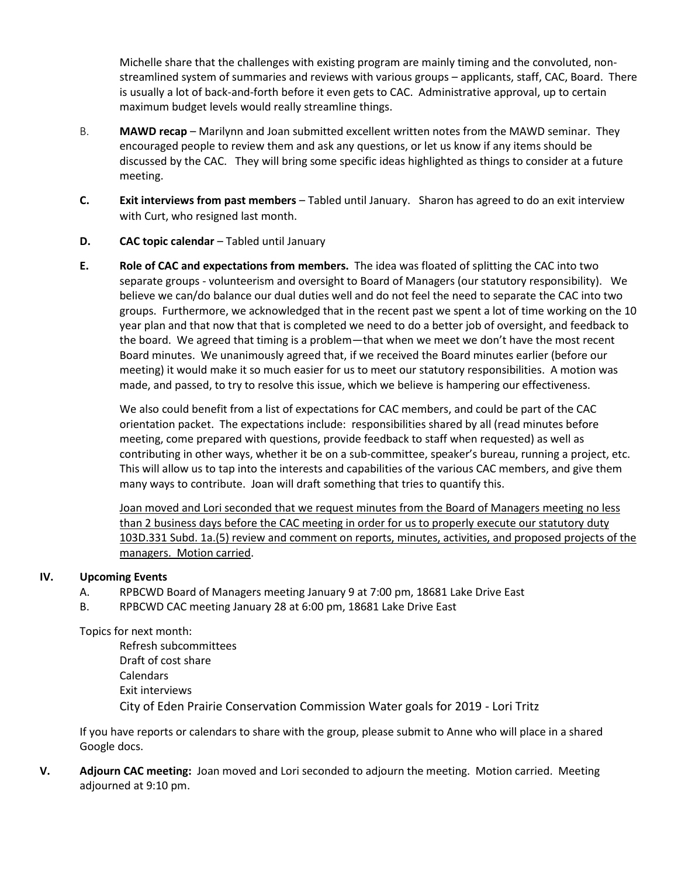Michelle share that the challenges with existing program are mainly timing and the convoluted, non-streamlined system of summaries and reviews with various groups – applicants, staff, CAC, Board. There is usually a lot of back-and-forth before it even gets to CAC. Administrative approval, up to certain maximum budget levels would really streamline things.

B. **MAWD recap** – Marilynn and Joan submitted excellent written notes from the MAWD seminar. They encouraged people to review them and ask any questions, or let us know if any items should be discussed by the CAC. They will bring some specific ideas highlighted as things to consider at a future meeting.

**C. Exit interviews from past members** – Tabled until January. Sharon has agreed to do an exit interview with Curt, who resigned last month.

**D. CAC topic calendar** – Tabled until January

**E. Role of CAC and expectations from members.** The idea was floated of splitting the CAC into two separate groups - volunteerism and oversight to Board of Managers (our statutory responsibility). We believe we can/do balance our dual duties well and do not feel the need to separate the CAC into two groups. Furthermore, we acknowledged that in the recent past we spent a lot of time working on the 10 year plan and that now that that is completed we need to do a better job of oversight, and feedback to the board. We agreed that timing is a problem—that when we meet we don't have the most recent Board minutes. We unanimously agreed that, if we received the Board minutes earlier (before our meeting) it would make it so much easier for us to meet our statutory responsibilities. A motion was made, and passed, to try to resolve this issue, which we believe is hampering our effectiveness.

We also could benefit from a list of expectations for CAC members, and could be part of the CAC orientation packet. The expectations include: responsibilities shared by all (read minutes before meeting, come prepared with questions, provide feedback to staff when requested) as well as contributing in other ways, whether it be on a sub-committee, speaker's bureau, running a project, etc. This will allow us to tap into the interests and capabilities of the various CAC members, and give them many ways to contribute. Joan will draft something that tries to quantify this.

Joan moved and Lori seconded that we request minutes from the Board of Managers meeting no less than 2 business days before the CAC meeting in order for us to properly execute our statutory duty 103D.331 Subd. 1a.(5) review and comment on reports, minutes, activities, and proposed projects of the managers. Motion carried.

## IV. Upcoming Events

A. RPBCWD Board of Managers meeting January 9 at 7:00 pm, 18681 Lake Drive East
B. RPBCWD CAC meeting January 28 at 6:00 pm, 18681 Lake Drive East

Topics for next month:

Refresh subcommittees
Draft of cost share
Calendars
Exit interviews
City of Eden Prairie Conservation Commission Water goals for 2019 - Lori Tritz

If you have reports or calendars to share with the group, please submit to Anne who will place in a shared Google docs.

## V. Adjourn CAC meeting:

Joan moved and Lori seconded to adjourn the meeting. Motion carried. Meeting adjourned at 9:10 pm.